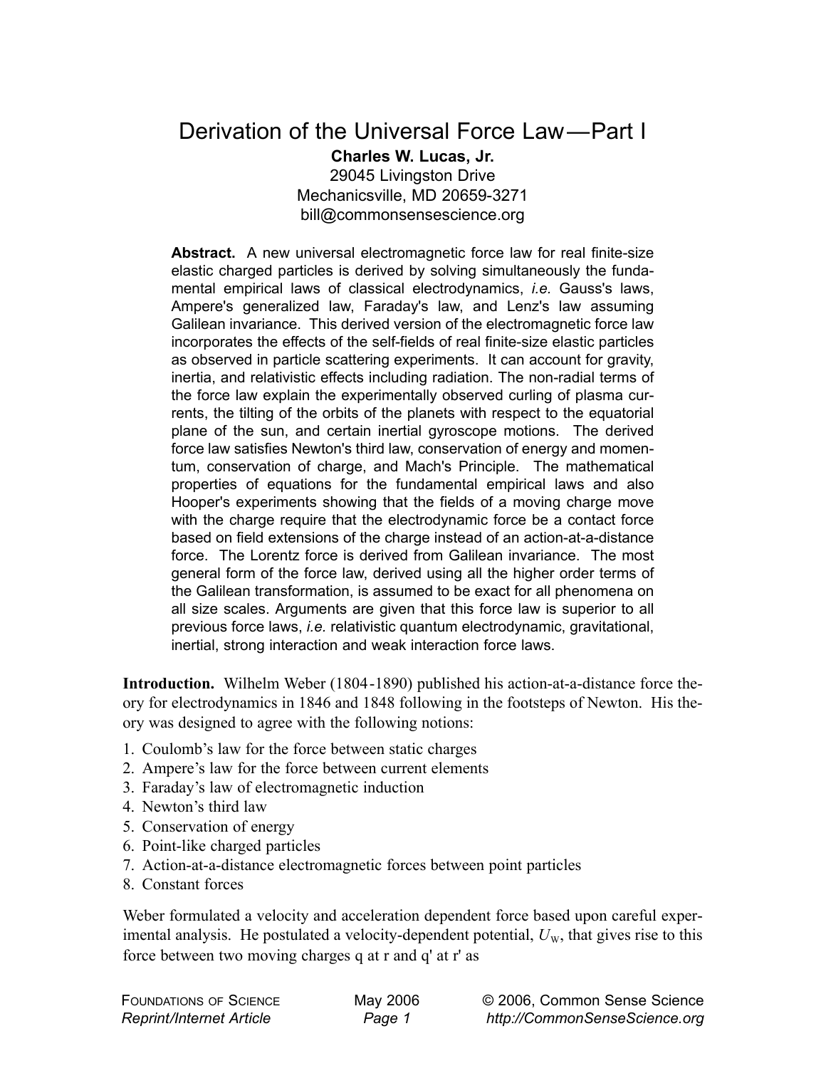# Derivation of the Universal Force Law—Part I

**Charles W. Lucas, Jr.**
29045 Livingston Drive
Mechanicsville, MD 20659-3271
bill@commonsensescience.org

**Abstract.** A new universal electromagnetic force law for real finite-size elastic charged particles is derived by solving simultaneously the fundamental empirical laws of classical electrodynamics, *i.e.* Gauss's laws, Ampere's generalized law, Faraday's law, and Lenz's law assuming Galilean invariance. This derived version of the electromagnetic force law incorporates the effects of the self-fields of real finite-size elastic particles as observed in particle scattering experiments. It can account for gravity, inertia, and relativistic effects including radiation. The non-radial terms of the force law explain the experimentally observed curling of plasma currents, the tilting of the orbits of the planets with respect to the equatorial plane of the sun, and certain inertial gyroscope motions. The derived force law satisfies Newton's third law, conservation of energy and momentum, conservation of charge, and Mach's Principle. The mathematical properties of equations for the fundamental empirical laws and also Hooper's experiments showing that the fields of a moving charge move with the charge require that the electrodynamic force be a contact force based on field extensions of the charge instead of an action-at-a-distance force. The Lorentz force is derived from Galilean invariance. The most general form of the force law, derived using all the higher order terms of the Galilean transformation, is assumed to be exact for all phenomena on all size scales. Arguments are given that this force law is superior to all previous force laws, *i.e.* relativistic quantum electrodynamic, gravitational, inertial, strong interaction and weak interaction force laws.

**Introduction.** Wilhelm Weber (1804-1890) published his action-at-a-distance force theory for electrodynamics in 1846 and 1848 following in the footsteps of Newton. His theory was designed to agree with the following notions:

1. Coulomb's law for the force between static charges
2. Ampere's law for the force between current elements
3. Faraday's law of electromagnetic induction
4. Newton's third law
5. Conservation of energy
6. Point-like charged particles
7. Action-at-a-distance electromagnetic forces between point particles
8. Constant forces

Weber formulated a velocity and acceleration dependent force based upon careful experimental analysis. He postulated a velocity-dependent potential, $U_W$, that gives rise to this force between two moving charges q at r and q' at r' as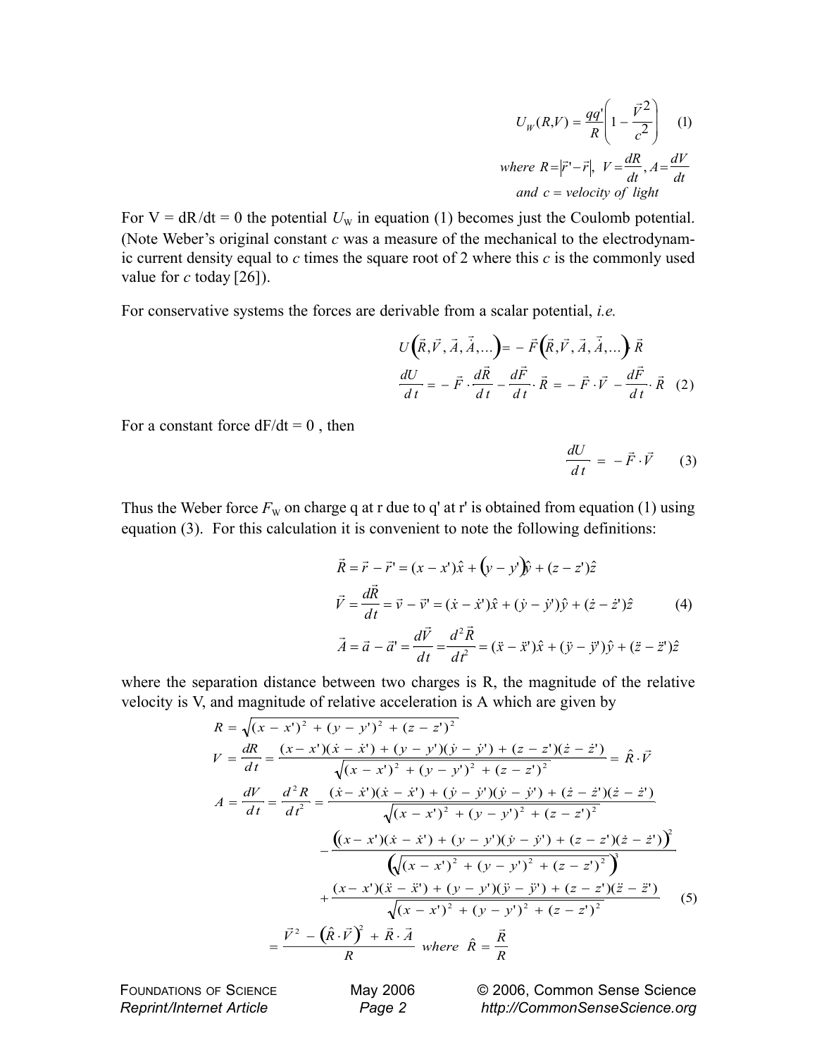$$U_W(R,V) = \frac{qq'}{R}\left(1 - \frac{\vec{V}^2}{c^2}\right) \quad (1)$$

$$\textit{where } R = |\vec{r}' - \vec{r}|, \; V = \frac{dR}{dt}, A = \frac{dV}{dt}$$

$$\textit{and } c = \textit{velocity of light}$$

For V = dR/dt = 0 the potential $U_W$ in equation (1) becomes just the Coulomb potential. (Note Weber's original constant *c* was a measure of the mechanical to the electrodynamic current density equal to *c* times the square root of 2 where this *c* is the commonly used value for *c* today [26]).

For conservative systems the forces are derivable from a scalar potential, *i.e.*

$$U\left(\vec{R},\vec{V},\vec{A},\dot{\vec{A}},\ldots\right) = -\vec{F}\left(\vec{R},\vec{V},\vec{A},\dot{\vec{A}},\ldots\right)\cdot\vec{R}$$

$$\frac{dU}{dt} = -\vec{F}\cdot\frac{d\vec{R}}{dt} - \frac{d\vec{F}}{dt}\cdot\vec{R} = -\vec{F}\cdot\vec{V} - \frac{d\vec{F}}{dt}\cdot\vec{R} \quad (2)$$

For a constant force dF/dt = 0 , then

$$\frac{dU}{dt} = -\vec{F}\cdot\vec{V} \quad (3)$$

Thus the Weber force $F_W$ on charge q at r due to q' at r' is obtained from equation (1) using equation (3). For this calculation it is convenient to note the following definitions:

$$\begin{aligned}
\vec{R} &= \vec{r} - \vec{r}' = (x - x')\hat{x} + (y - y')\hat{y} + (z - z')\hat{z} \\
\vec{V} &= \frac{d\vec{R}}{dt} = \vec{v} - \vec{v}' = (\dot{x} - \dot{x}')\hat{x} + (\dot{y} - \dot{y}')\hat{y} + (\dot{z} - \dot{z}')\hat{z} \quad (4) \\
\vec{A} &= \vec{a} - \vec{a}' = \frac{d\vec{V}}{dt} = \frac{d^2\vec{R}}{dt^2} = (\ddot{x} - \ddot{x}')\hat{x} + (\ddot{y} - \ddot{y}')\hat{y} + (\ddot{z} - \ddot{z}')\hat{z}
\end{aligned}$$

where the separation distance between two charges is R, the magnitude of the relative velocity is V, and magnitude of relative acceleration is A which are given by

$$\begin{aligned}
R &= \sqrt{(x - x')^2 + (y - y')^2 + (z - z')^2} \\
V &= \frac{dR}{dt} = \frac{(x - x')(\dot{x} - \dot{x}') + (y - y')(\dot{y} - \dot{y}') + (z - z')(\dot{z} - \dot{z}')}{\sqrt{(x - x')^2 + (y - y')^2 + (z - z')^2}} = \hat{R}\cdot\vec{V} \\
A &= \frac{dV}{dt} = \frac{d^2R}{dt^2} = \frac{(\dot{x} - \dot{x}')(\dot{x} - \dot{x}') + (\dot{y} - \dot{y}')(\dot{y} - \dot{y}') + (\dot{z} - \dot{z}')(\dot{z} - \dot{z}')}{\sqrt{(x - x')^2 + (y - y')^2 + (z - z')^2}} \\
&\quad - \frac{\left((x - x')(\dot{x} - \dot{x}') + (y - y')(\dot{y} - \dot{y}') + (z - z')(\dot{z} - \dot{z}')\right)^2}{\left(\sqrt{(x - x')^2 + (y - y')^2 + (z - z')^2}\right)^3} \\
&\quad + \frac{(x - x')(\ddot{x} - \ddot{x}') + (y - y')(\ddot{y} - \ddot{y}') + (z - z')(\ddot{z} - \ddot{z}')}{\sqrt{(x - x')^2 + (y - y')^2 + (z - z')^2}} \quad (5) \\
&= \frac{\vec{V}^2 - \left(\hat{R}\cdot\vec{V}\right)^2 + \vec{R}\cdot\vec{A}}{R} \quad \textit{where } \hat{R} = \frac{\vec{R}}{R}
\end{aligned}$$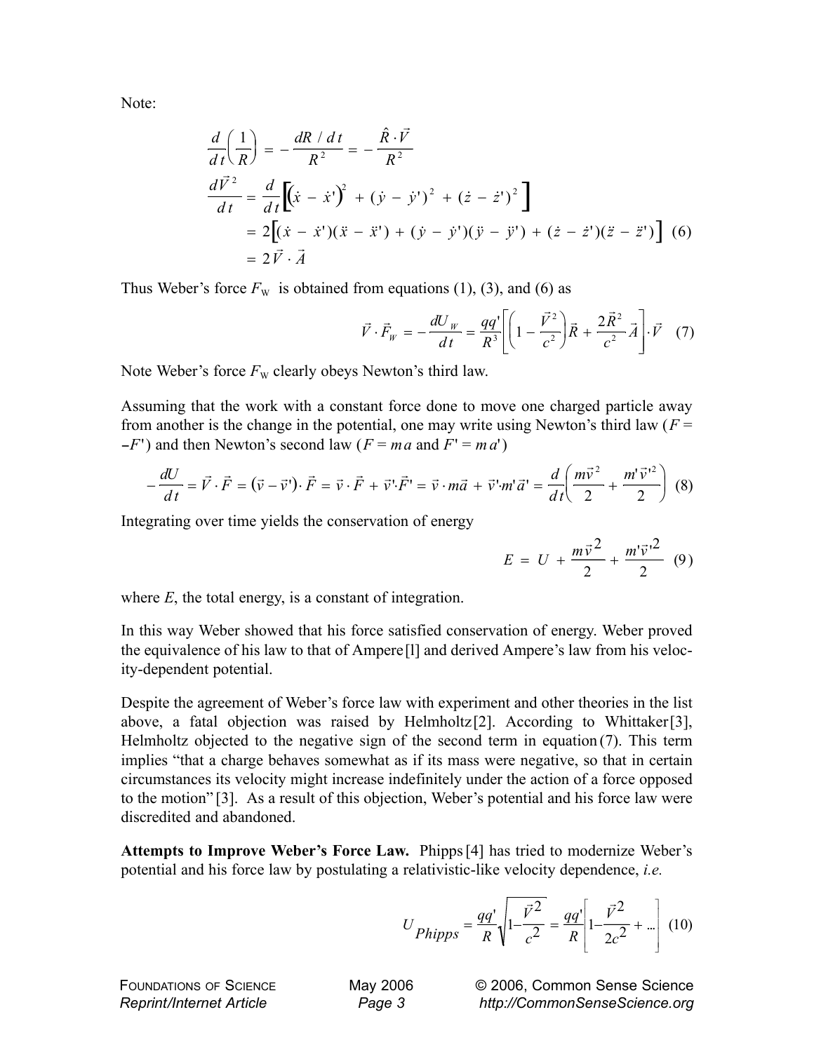Note:

$$\frac{d}{dt}\left(\frac{1}{R}\right) = -\frac{dR\,/\,dt}{R^2} = -\frac{\hat{R}\cdot\vec{V}}{R^2}$$

$$\begin{aligned}\frac{d\vec{V}^2}{dt} &= \frac{d}{dt}\Big[(\dot{x} - \dot{x}')^2 + (\dot{y} - \dot{y}')^2 + (\dot{z} - \dot{z}')^2\Big] \\ &= 2\Big[(\dot{x} - \dot{x}')(\ddot{x} - \ddot{x}') + (\dot{y} - \dot{y}')(\ddot{y} - \ddot{y}') + (\dot{z} - \dot{z}')(\ddot{z} - \ddot{z}')\Big] \quad (6) \\ &= 2\vec{V}\cdot\vec{A}\end{aligned}$$

Thus Weber's force $F_W$ is obtained from equations (1), (3), and (6) as

$$\vec{V}\cdot\vec{F}_W = -\frac{dU_W}{dt} = \frac{qq'}{R^3}\left[\left(1 - \frac{\vec{V}^2}{c^2}\right)\vec{R} + \frac{2\vec{R}^2}{c^2}\vec{A}\right]\cdot\vec{V} \quad (7)$$

Note Weber's force $F_W$ clearly obeys Newton's third law.

Assuming that the work with a constant force done to move one charged particle away from another is the change in the potential, one may write using Newton's third law ($F = -F'$) and then Newton's second law ($F = ma$ and $F' = ma'$)

$$-\frac{dU}{dt} = \vec{V}\cdot\vec{F} = (\vec{v} - \vec{v}')\cdot\vec{F} = \vec{v}\cdot\vec{F} + \vec{v}'\cdot\vec{F}' = \vec{v}\cdot m\vec{a} + \vec{v}'\cdot m'\vec{a}' = \frac{d}{dt}\left(\frac{m\vec{v}^2}{2} + \frac{m'\vec{v}'^2}{2}\right) \quad (8)$$

Integrating over time yields the conservation of energy

$$E = U + \frac{m\vec{v}^2}{2} + \frac{m'\vec{v}'^2}{2} \quad (9)$$

where $E$, the total energy, is a constant of integration.

In this way Weber showed that his force satisfied conservation of energy. Weber proved the equivalence of his law to that of Ampere[l] and derived Ampere's law from his velocity-dependent potential.

Despite the agreement of Weber's force law with experiment and other theories in the list above, a fatal objection was raised by Helmholtz[2]. According to Whittaker[3], Helmholtz objected to the negative sign of the second term in equation (7). This term implies "that a charge behaves somewhat as if its mass were negative, so that in certain circumstances its velocity might increase indefinitely under the action of a force opposed to the motion"[3]. As a result of this objection, Weber's potential and his force law were discredited and abandoned.

**Attempts to Improve Weber's Force Law.** Phipps[4] has tried to modernize Weber's potential and his force law by postulating a relativistic-like velocity dependence, *i.e.*

$$U_{Phipps} = \frac{qq'}{R}\sqrt{1 - \frac{\vec{V}^2}{c^2}} = \frac{qq'}{R}\left[1 - \frac{\vec{V}^2}{2c^2} + \ldots\right] \quad (10)$$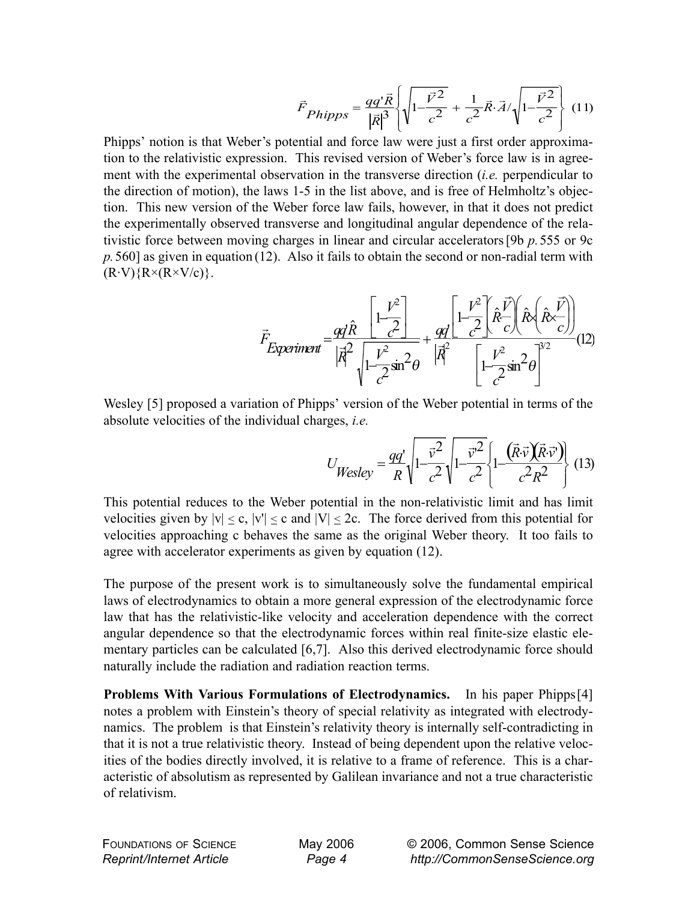$$\vec{F}_{Phipps} = \frac{qq'\vec{R}}{|\vec{R}|^3}\left\{\sqrt{1-\frac{\vec{V}^2}{c^2}} + \frac{1}{c^2}\vec{R}\cdot\vec{A}/\sqrt{1-\frac{\vec{V}^2}{c^2}}\right\} \quad (11)$$

Phipps' notion is that Weber's potential and force law were just a first order approximation to the relativistic expression. This revised version of Weber's force law is in agreement with the experimental observation in the transverse direction (*i.e.* perpendicular to the direction of motion), the laws 1-5 in the list above, and is free of Helmholtz's objection. This new version of the Weber force law fails, however, in that it does not predict the experimentally observed transverse and longitudinal angular dependence of the relativistic force between moving charges in linear and circular accelerators [9b *p.* 555 or 9c *p.* 560] as given in equation (12). Also it fails to obtain the second or non-radial term with $(R\cdot V)\{R\times(R\times V/c)\}$.

$$\vec{F}_{Experiment} = \frac{qq'\hat{R}}{|\vec{R}|^2}\frac{\left[1-\frac{V^2}{c^2}\right]}{\sqrt{1-\frac{V^2}{c^2}\sin^2\theta}} + \frac{qq'}{|\vec{R}|^2}\frac{\left[1-\frac{V^2}{c^2}\right]\left(\hat{R}\cdot\frac{\vec{V}}{c}\right)\left(\hat{R}\times\left(\hat{R}\times\frac{\vec{V}}{c}\right)\right)}{\left[1-\frac{V^2}{c^2}\sin^2\theta\right]^{3/2}} \quad (12)$$

Wesley [5] proposed a variation of Phipps' version of the Weber potential in terms of the absolute velocities of the individual charges, *i.e.*

$$U_{Wesley} = \frac{qq'}{R}\sqrt{1-\frac{\vec{v}^2}{c^2}}\sqrt{1-\frac{\vec{v}'^2}{c^2}}\left\{1-\frac{(\vec{R}\cdot\vec{v})(\vec{R}\cdot\vec{v}')}{c^2R^2}\right\} \quad (13)$$

This potential reduces to the Weber potential in the non-relativistic limit and has limit velocities given by $|v| \leq c$, $|v'| \leq c$ and $|V| \leq 2c$. The force derived from this potential for velocities approaching c behaves the same as the original Weber theory. It too fails to agree with accelerator experiments as given by equation (12).

The purpose of the present work is to simultaneously solve the fundamental empirical laws of electrodynamics to obtain a more general expression of the electrodynamic force law that has the relativistic-like velocity and acceleration dependence with the correct angular dependence so that the electrodynamic forces within real finite-size elastic elementary particles can be calculated [6,7]. Also this derived electrodynamic force should naturally include the radiation and radiation reaction terms.

**Problems With Various Formulations of Electrodynamics.** In his paper Phipps [4] notes a problem with Einstein's theory of special relativity as integrated with electrodynamics. The problem is that Einstein's relativity theory is internally self-contradicting in that it is not a true relativistic theory. Instead of being dependent upon the relative velocities of the bodies directly involved, it is relative to a frame of reference. This is a characteristic of absolutism as represented by Galilean invariance and not a true characteristic of relativism.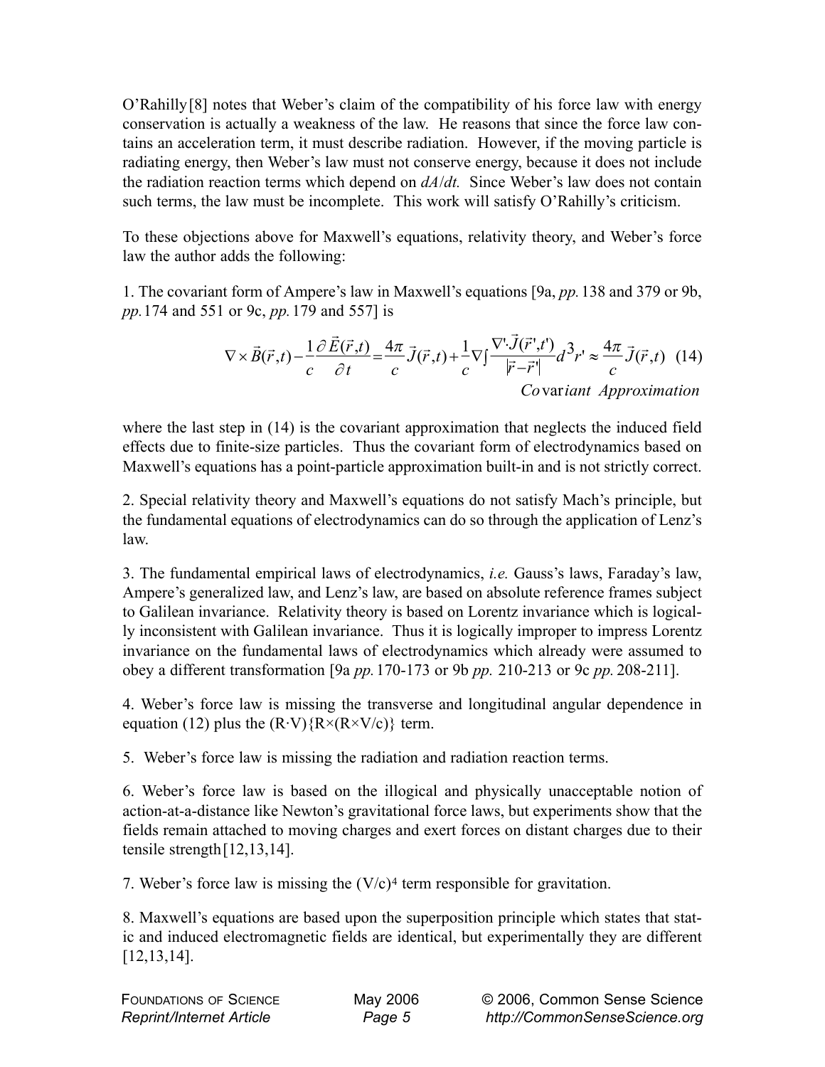O'Rahilly[8] notes that Weber's claim of the compatibility of his force law with energy conservation is actually a weakness of the law. He reasons that since the force law contains an acceleration term, it must describe radiation. However, if the moving particle is radiating energy, then Weber's law must not conserve energy, because it does not include the radiation reaction terms which depend on *dA*/*dt.* Since Weber's law does not contain such terms, the law must be incomplete. This work will satisfy O'Rahilly's criticism.

To these objections above for Maxwell's equations, relativity theory, and Weber's force law the author adds the following:

1. The covariant form of Ampere's law in Maxwell's equations [9a, *pp.* 138 and 379 or 9b, *pp.* 174 and 551 or 9c, *pp.* 179 and 557] is

$$\nabla \times \vec{B}(\vec{r},t) - \frac{1}{c}\frac{\partial \vec{E}(\vec{r},t)}{\partial t} = \frac{4\pi}{c}\vec{J}(\vec{r},t) + \frac{1}{c}\nabla \int \frac{\nabla' \cdot \vec{J}(\vec{r}',t')}{|\vec{r}-\vec{r}'|} d^3r' \approx \frac{4\pi}{c}\vec{J}(\vec{r},t) \quad (14)$$

*Covariant Approximation*

where the last step in (14) is the covariant approximation that neglects the induced field effects due to finite-size particles. Thus the covariant form of electrodynamics based on Maxwell's equations has a point-particle approximation built-in and is not strictly correct.

2. Special relativity theory and Maxwell's equations do not satisfy Mach's principle, but the fundamental equations of electrodynamics can do so through the application of Lenz's law.

3. The fundamental empirical laws of electrodynamics, *i.e.* Gauss's laws, Faraday's law, Ampere's generalized law, and Lenz's law, are based on absolute reference frames subject to Galilean invariance. Relativity theory is based on Lorentz invariance which is logically inconsistent with Galilean invariance. Thus it is logically improper to impress Lorentz invariance on the fundamental laws of electrodynamics which already were assumed to obey a different transformation [9a *pp.* 170-173 or 9b *pp.* 210-213 or 9c *pp.* 208-211].

4. Weber's force law is missing the transverse and longitudinal angular dependence in equation (12) plus the $(R \cdot V)\{R \times (R \times V/c)\}$ term.

5. Weber's force law is missing the radiation and radiation reaction terms.

6. Weber's force law is based on the illogical and physically unacceptable notion of action-at-a-distance like Newton's gravitational force laws, but experiments show that the fields remain attached to moving charges and exert forces on distant charges due to their tensile strength[12,13,14].

7. Weber's force law is missing the $(V/c)^4$ term responsible for gravitation.

8. Maxwell's equations are based upon the superposition principle which states that static and induced electromagnetic fields are identical, but experimentally they are different [12,13,14].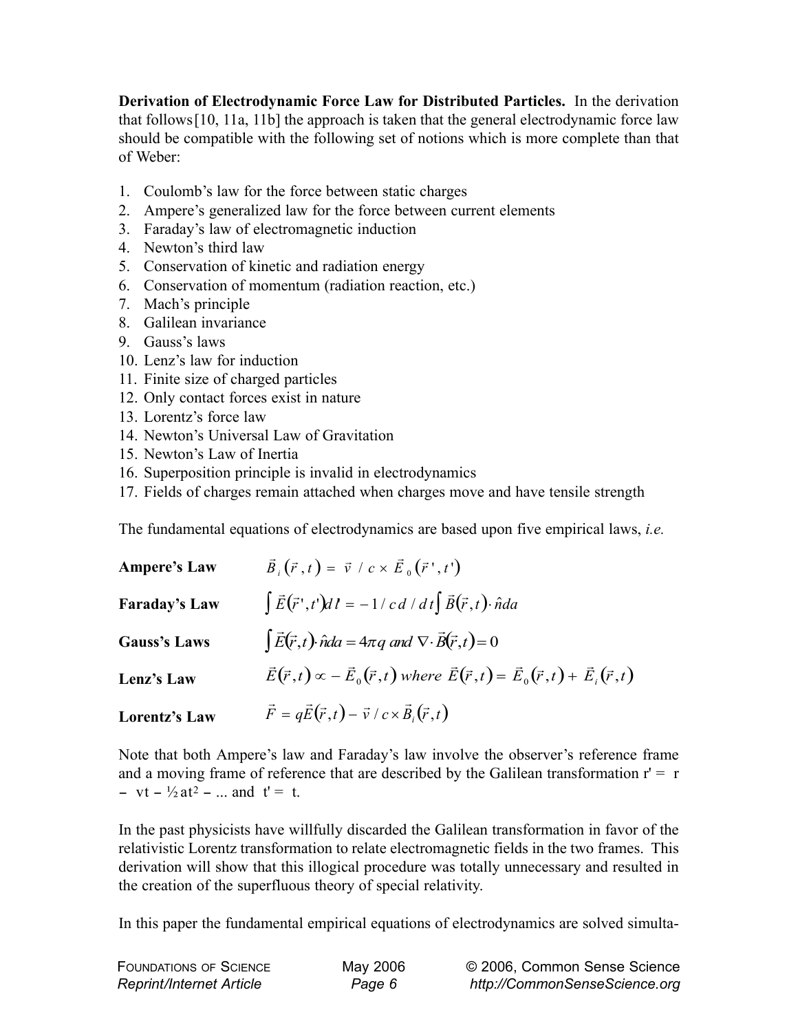**Derivation of Electrodynamic Force Law for Distributed Particles.** In the derivation that follows[10, 11a, 11b] the approach is taken that the general electrodynamic force law should be compatible with the following set of notions which is more complete than that of Weber:

1. Coulomb's law for the force between static charges
2. Ampere's generalized law for the force between current elements
3. Faraday's law of electromagnetic induction
4. Newton's third law
5. Conservation of kinetic and radiation energy
6. Conservation of momentum (radiation reaction, etc.)
7. Mach's principle
8. Galilean invariance
9. Gauss's laws
10. Lenz's law for induction
11. Finite size of charged particles
12. Only contact forces exist in nature
13. Lorentz's force law
14. Newton's Universal Law of Gravitation
15. Newton's Law of Inertia
16. Superposition principle is invalid in electrodynamics
17. Fields of charges remain attached when charges move and have tensile strength

The fundamental equations of electrodynamics are based upon five empirical laws, *i.e.*

**Ampere's Law** $\quad \vec{B}_i(\vec{r},t) = \vec{v} / c \times \vec{E}_0(\vec{r}\,',t')$

**Faraday's Law** $\quad \int \vec{E}(\vec{r}\,',t')dl = -1/c\, d/dt \int \vec{B}(\vec{r},t)\cdot \hat{n}da$

**Gauss's Laws** $\quad \int \vec{E}(\vec{r},t)\cdot \hat{n}da = 4\pi q \text{ and } \nabla \cdot \vec{B}(\vec{r},t) = 0$

**Lenz's Law** $\quad \vec{E}(\vec{r},t) \propto -\vec{E}_0(\vec{r},t) \text{ where } \vec{E}(\vec{r},t) = \vec{E}_0(\vec{r},t) + \vec{E}_i(\vec{r},t)$

**Lorentz's Law** $\quad \vec{F} = q\vec{E}(\vec{r},t) - \vec{v}/c \times \vec{B}_i(\vec{r},t)$

Note that both Ampere's law and Faraday's law involve the observer's reference frame and a moving frame of reference that are described by the Galilean transformation $r' = r - vt - \frac{1}{2}at^2 - \ldots$ and $t' = t$.

In the past physicists have willfully discarded the Galilean transformation in favor of the relativistic Lorentz transformation to relate electromagnetic fields in the two frames. This derivation will show that this illogical procedure was totally unnecessary and resulted in the creation of the superfluous theory of special relativity.

In this paper the fundamental empirical equations of electrodynamics are solved simulta-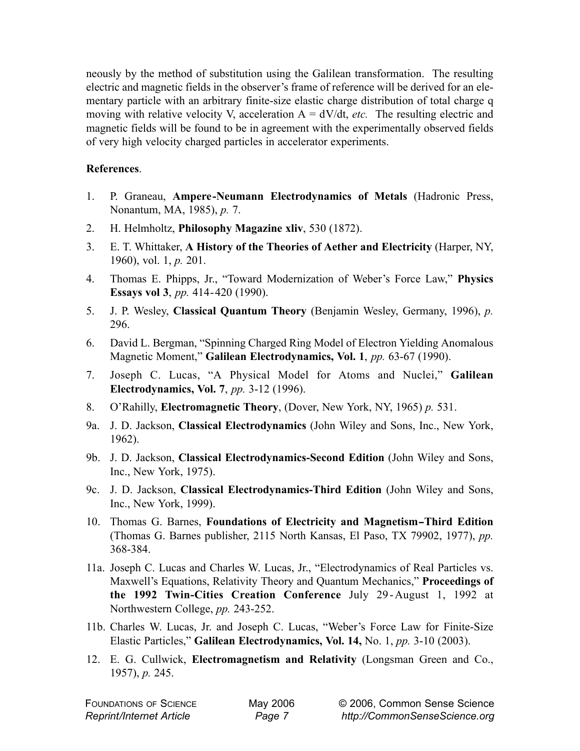neously by the method of substitution using the Galilean transformation. The resulting electric and magnetic fields in the observer's frame of reference will be derived for an elementary particle with an arbitrary finite-size elastic charge distribution of total charge q moving with relative velocity V, acceleration A = dV/dt, *etc.* The resulting electric and magnetic fields will be found to be in agreement with the experimentally observed fields of very high velocity charged particles in accelerator experiments.

**References**.

1. P. Graneau, **Ampere-Neumann Electrodynamics of Metals** (Hadronic Press, Nonantum, MA, 1985), *p.* 7.
2. H. Helmholtz, **Philosophy Magazine xliv**, 530 (1872).
3. E. T. Whittaker, **A History of the Theories of Aether and Electricity** (Harper, NY, 1960), vol. 1, *p.* 201.
4. Thomas E. Phipps, Jr., "Toward Modernization of Weber's Force Law," **Physics Essays vol 3**, *pp.* 414-420 (1990).
5. J. P. Wesley, **Classical Quantum Theory** (Benjamin Wesley, Germany, 1996), *p.* 296.
6. David L. Bergman, "Spinning Charged Ring Model of Electron Yielding Anomalous Magnetic Moment," **Galilean Electrodynamics, Vol. 1**, *pp.* 63-67 (1990).
7. Joseph C. Lucas, "A Physical Model for Atoms and Nuclei," **Galilean Electrodynamics, Vol. 7**, *pp.* 3-12 (1996).
8. O'Rahilly, **Electromagnetic Theory**, (Dover, New York, NY, 1965) *p.* 531.

9a. J. D. Jackson, **Classical Electrodynamics** (John Wiley and Sons, Inc., New York, 1962).

9b. J. D. Jackson, **Classical Electrodynamics-Second Edition** (John Wiley and Sons, Inc., New York, 1975).

9c. J. D. Jackson, **Classical Electrodynamics-Third Edition** (John Wiley and Sons, Inc., New York, 1999).

10. Thomas G. Barnes, **Foundations of Electricity and Magnetism–Third Edition** (Thomas G. Barnes publisher, 2115 North Kansas, El Paso, TX 79902, 1977), *pp.* 368-384.

11a. Joseph C. Lucas and Charles W. Lucas, Jr., "Electrodynamics of Real Particles vs. Maxwell's Equations, Relativity Theory and Quantum Mechanics," **Proceedings of the 1992 Twin-Cities Creation Conference** July 29-August 1, 1992 at Northwestern College, *pp.* 243-252.

11b. Charles W. Lucas, Jr. and Joseph C. Lucas, "Weber's Force Law for Finite-Size Elastic Particles," **Galilean Electrodynamics, Vol. 14,** No. 1, *pp.* 3-10 (2003).

12. E. G. Cullwick, **Electromagnetism and Relativity** (Longsman Green and Co., 1957), *p.* 245.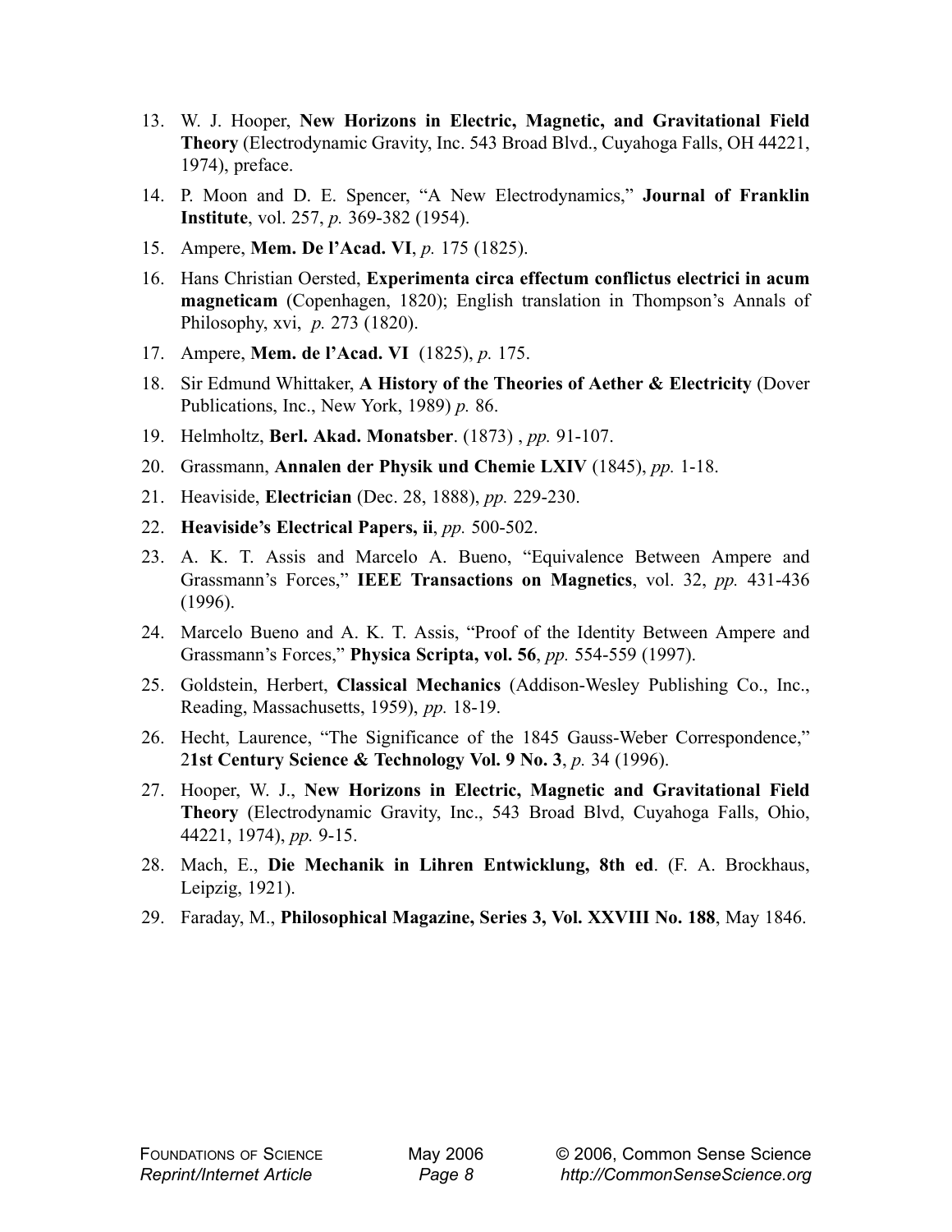13. W. J. Hooper, **New Horizons in Electric, Magnetic, and Gravitational Field Theory** (Electrodynamic Gravity, Inc. 543 Broad Blvd., Cuyahoga Falls, OH 44221, 1974), preface.
14. P. Moon and D. E. Spencer, "A New Electrodynamics," **Journal of Franklin Institute**, vol. 257, *p.* 369-382 (1954).
15. Ampere, **Mem. De l'Acad. VI**, *p.* 175 (1825).
16. Hans Christian Oersted, **Experimenta circa effectum conflictus electrici in acum magneticam** (Copenhagen, 1820); English translation in Thompson's Annals of Philosophy, xvi, *p.* 273 (1820).
17. Ampere, **Mem. de l'Acad. VI** (1825), *p.* 175.
18. Sir Edmund Whittaker, **A History of the Theories of Aether & Electricity** (Dover Publications, Inc., New York, 1989) *p.* 86.
19. Helmholtz, **Berl. Akad. Monatsber**. (1873) , *pp.* 91-107.
20. Grassmann, **Annalen der Physik und Chemie LXIV** (1845), *pp.* 1-18.
21. Heaviside, **Electrician** (Dec. 28, 1888), *pp.* 229-230.
22. **Heaviside's Electrical Papers, ii**, *pp.* 500-502.
23. A. K. T. Assis and Marcelo A. Bueno, "Equivalence Between Ampere and Grassmann's Forces," **IEEE Transactions on Magnetics**, vol. 32, *pp.* 431-436 (1996).
24. Marcelo Bueno and A. K. T. Assis, "Proof of the Identity Between Ampere and Grassmann's Forces," **Physica Scripta, vol. 56**, *pp.* 554-559 (1997).
25. Goldstein, Herbert, **Classical Mechanics** (Addison-Wesley Publishing Co., Inc., Reading, Massachusetts, 1959), *pp.* 18-19.
26. Hecht, Laurence, "The Significance of the 1845 Gauss-Weber Correspondence," 2**1st Century Science & Technology Vol. 9 No. 3**, *p.* 34 (1996).
27. Hooper, W. J., **New Horizons in Electric, Magnetic and Gravitational Field Theory** (Electrodynamic Gravity, Inc., 543 Broad Blvd, Cuyahoga Falls, Ohio, 44221, 1974), *pp.* 9-15.
28. Mach, E., **Die Mechanik in Lihren Entwicklung, 8th ed**. (F. A. Brockhaus, Leipzig, 1921).
29. Faraday, M., **Philosophical Magazine, Series 3, Vol. XXVIII No. 188**, May 1846.